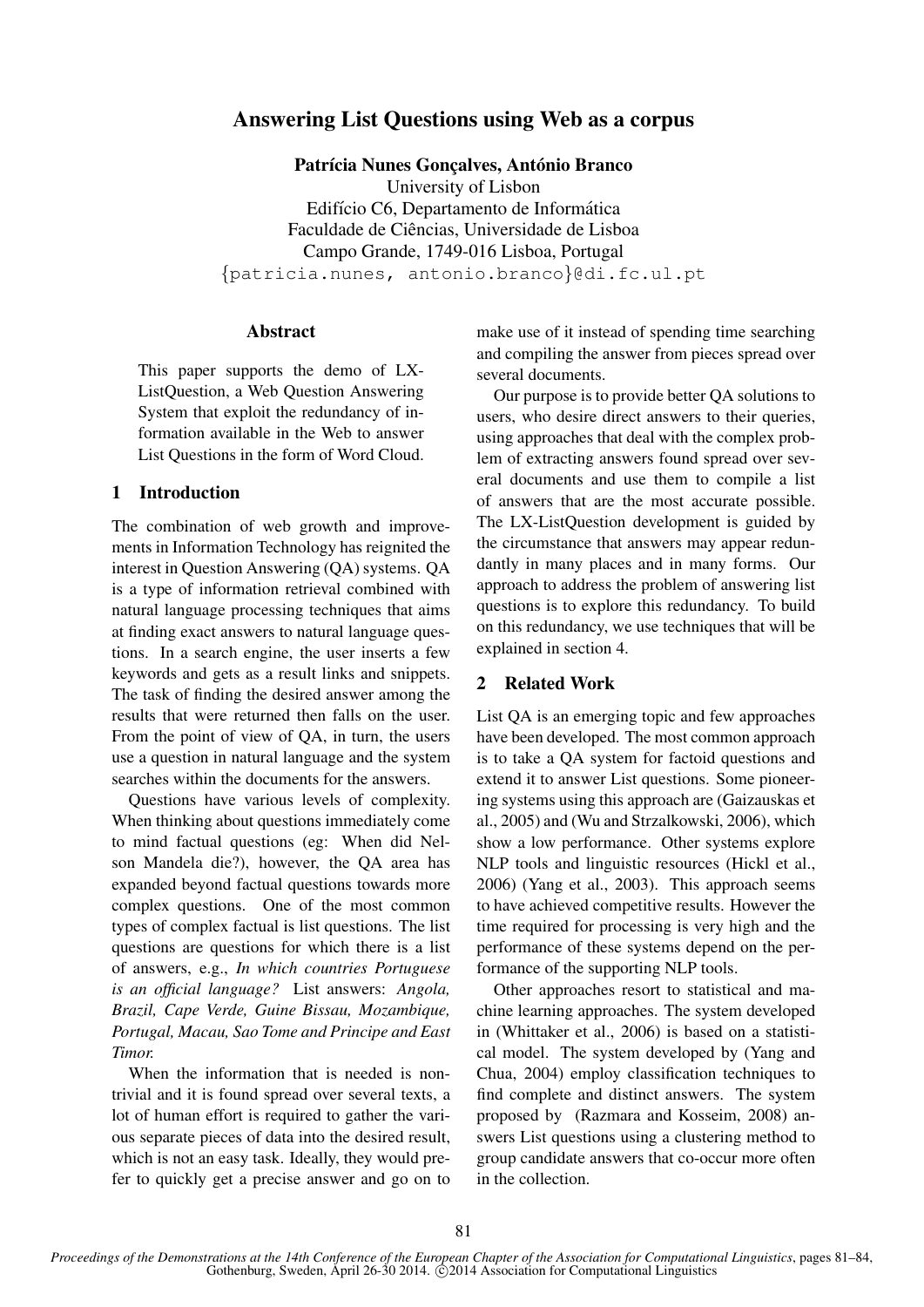# Answering List Questions using Web as a corpus

**Patrícia Nunes Gonçalves, António Branco**
University of Lisbon
Edifício C6, Departamento de Informática
Faculdade de Ciências, Universidade de Lisboa
Campo Grande, 1749-016 Lisboa, Portugal
{patricia.nunes, antonio.branco}@di.fc.ul.pt

## Abstract

This paper supports the demo of LX-ListQuestion, a Web Question Answering System that exploit the redundancy of information available in the Web to answer List Questions in the form of Word Cloud.

## 1 Introduction

The combination of web growth and improvements in Information Technology has reignited the interest in Question Answering (QA) systems. QA is a type of information retrieval combined with natural language processing techniques that aims at finding exact answers to natural language questions. In a search engine, the user inserts a few keywords and gets as a result links and snippets. The task of finding the desired answer among the results that were returned then falls on the user. From the point of view of QA, in turn, the users use a question in natural language and the system searches within the documents for the answers.

Questions have various levels of complexity. When thinking about questions immediately come to mind factual questions (eg: When did Nelson Mandela die?), however, the QA area has expanded beyond factual questions towards more complex questions. One of the most common types of complex factual is list questions. The list questions are questions for which there is a list of answers, e.g., *In which countries Portuguese is an official language?* List answers: *Angola, Brazil, Cape Verde, Guine Bissau, Mozambique, Portugal, Macau, Sao Tome and Principe and East Timor.*

When the information that is needed is non-trivial and it is found spread over several texts, a lot of human effort is required to gather the various separate pieces of data into the desired result, which is not an easy task. Ideally, they would prefer to quickly get a precise answer and go on to make use of it instead of spending time searching and compiling the answer from pieces spread over several documents.

Our purpose is to provide better QA solutions to users, who desire direct answers to their queries, using approaches that deal with the complex problem of extracting answers found spread over several documents and use them to compile a list of answers that are the most accurate possible. The LX-ListQuestion development is guided by the circumstance that answers may appear redundantly in many places and in many forms. Our approach to address the problem of answering list questions is to explore this redundancy. To build on this redundancy, we use techniques that will be explained in section 4.

## 2 Related Work

List QA is an emerging topic and few approaches have been developed. The most common approach is to take a QA system for factoid questions and extend it to answer List questions. Some pioneering systems using this approach are (Gaizauskas et al., 2005) and (Wu and Strzalkowski, 2006), which show a low performance. Other systems explore NLP tools and linguistic resources (Hickl et al., 2006) (Yang et al., 2003). This approach seems to have achieved competitive results. However the time required for processing is very high and the performance of these systems depend on the performance of the supporting NLP tools.

Other approaches resort to statistical and machine learning approaches. The system developed in (Whittaker et al., 2006) is based on a statistical model. The system developed by (Yang and Chua, 2004) employ classification techniques to find complete and distinct answers. The system proposed by (Razmara and Kosseim, 2008) answers List questions using a clustering method to group candidate answers that co-occur more often in the collection.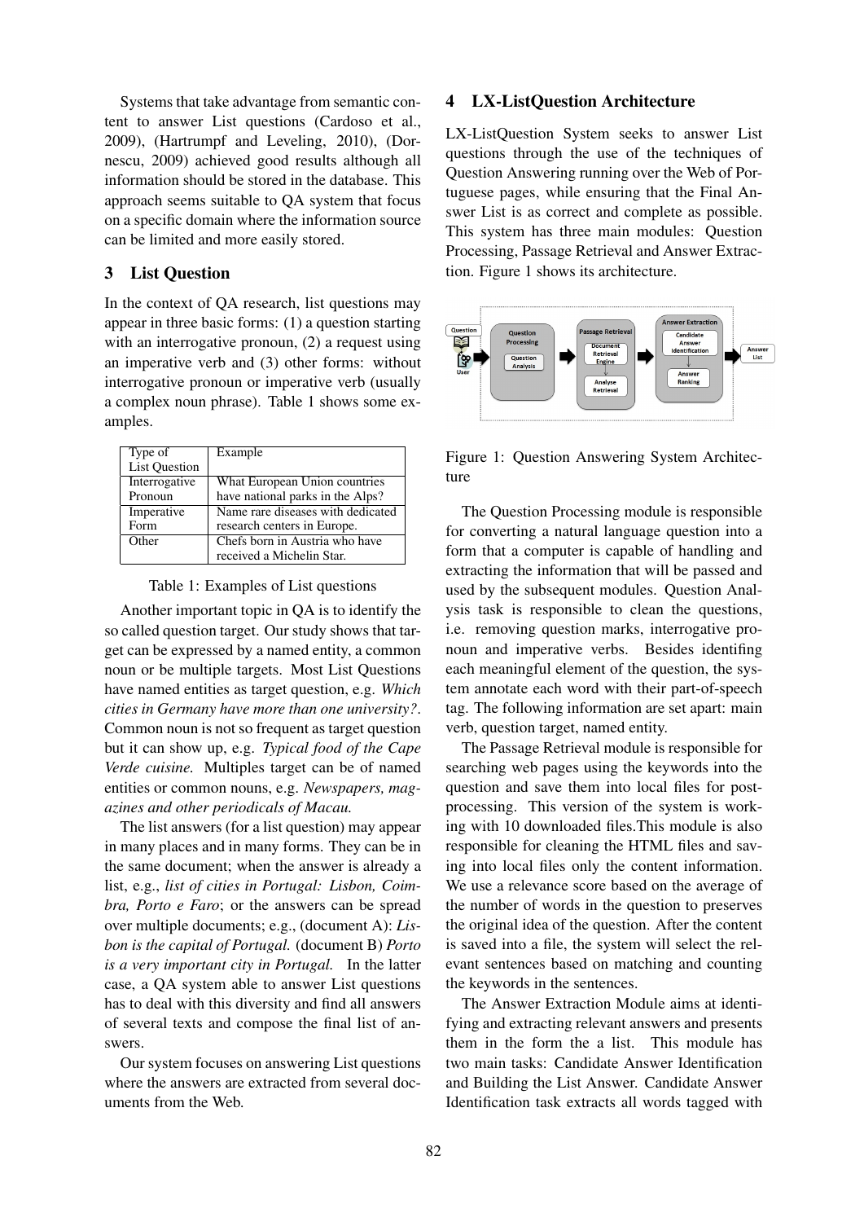Systems that take advantage from semantic content to answer List questions (Cardoso et al., 2009), (Hartrumpf and Leveling, 2010), (Dornescu, 2009) achieved good results although all information should be stored in the database. This approach seems suitable to QA system that focus on a specific domain where the information source can be limited and more easily stored.

## 3 List Question

In the context of QA research, list questions may appear in three basic forms: (1) a question starting with an interrogative pronoun, (2) a request using an imperative verb and (3) other forms: without interrogative pronoun or imperative verb (usually a complex noun phrase). Table 1 shows some examples.

| Type of List Question | Example |
|---|---|
| Interrogative Pronoun | What European Union countries have national parks in the Alps? |
| Imperative Form | Name rare diseases with dedicated research centers in Europe. |
| Other | Chefs born in Austria who have received a Michelin Star. |

Table 1: Examples of List questions

Another important topic in QA is to identify the so called question target. Our study shows that target can be expressed by a named entity, a common noun or be multiple targets. Most List Questions have named entities as target question, e.g. *Which cities in Germany have more than one university?*. Common noun is not so frequent as target question but it can show up, e.g. *Typical food of the Cape Verde cuisine.* Multiples target can be of named entities or common nouns, e.g. *Newspapers, magazines and other periodicals of Macau.*

The list answers (for a list question) may appear in many places and in many forms. They can be in the same document; when the answer is already a list, e.g., *list of cities in Portugal: Lisbon, Coimbra, Porto e Faro*; or the answers can be spread over multiple documents; e.g., (document A): *Lisbon is the capital of Portugal.* (document B) *Porto is a very important city in Portugal.* In the latter case, a QA system able to answer List questions has to deal with this diversity and find all answers of several texts and compose the final list of answers.

Our system focuses on answering List questions where the answers are extracted from several documents from the Web.

## 4 LX-ListQuestion Architecture

LX-ListQuestion System seeks to answer List questions through the use of the techniques of Question Answering running over the Web of Portuguese pages, while ensuring that the Final Answer List is as correct and complete as possible. This system has three main modules: Question Processing, Passage Retrieval and Answer Extraction. Figure 1 shows its architecture.

Figure 1: Question Answering System Architecture

The Question Processing module is responsible for converting a natural language question into a form that a computer is capable of handling and extracting the information that will be passed and used by the subsequent modules. Question Analysis task is responsible to clean the questions, i.e. removing question marks, interrogative pronoun and imperative verbs. Besides identifing each meaningful element of the question, the system annotate each word with their part-of-speech tag. The following information are set apart: main verb, question target, named entity.

The Passage Retrieval module is responsible for searching web pages using the keywords into the question and save them into local files for post-processing. This version of the system is working with 10 downloaded files.This module is also responsible for cleaning the HTML files and saving into local files only the content information. We use a relevance score based on the average of the number of words in the question to preserves the original idea of the question. After the content is saved into a file, the system will select the relevant sentences based on matching and counting the keywords in the sentences.

The Answer Extraction Module aims at identifying and extracting relevant answers and presents them in the form the a list. This module has two main tasks: Candidate Answer Identification and Building the List Answer. Candidate Answer Identification task extracts all words tagged with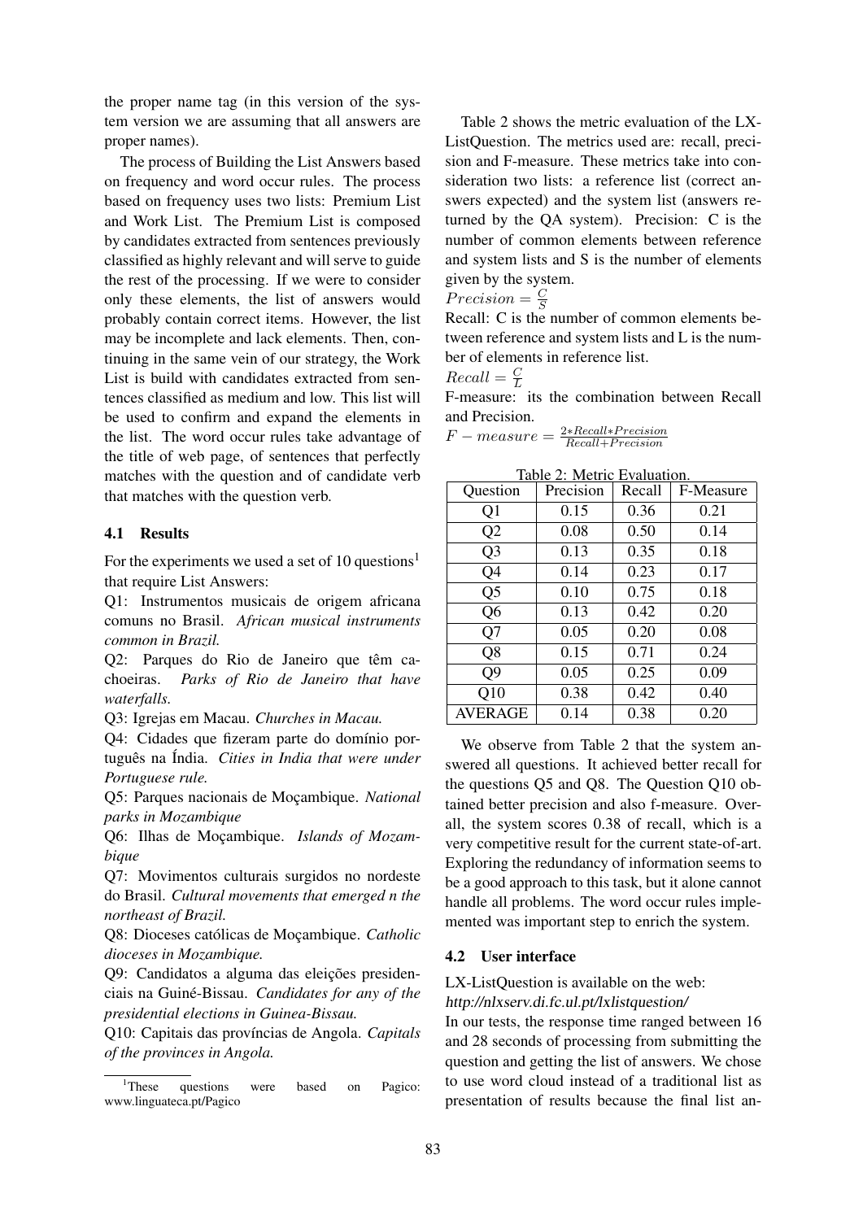the proper name tag (in this version of the system version we are assuming that all answers are proper names).

The process of Building the List Answers based on frequency and word occur rules. The process based on frequency uses two lists: Premium List and Work List. The Premium List is composed by candidates extracted from sentences previously classified as highly relevant and will serve to guide the rest of the processing. If we were to consider only these elements, the list of answers would probably contain correct items. However, the list may be incomplete and lack elements. Then, continuing in the same vein of our strategy, the Work List is build with candidates extracted from sentences classified as medium and low. This list will be used to confirm and expand the elements in the list. The word occur rules take advantage of the title of web page, of sentences that perfectly matches with the question and of candidate verb that matches with the question verb.

### 4.1 Results

For the experiments we used a set of 10 questions[1] that require List Answers:

Q1: Instrumentos musicais de origem africana comuns no Brasil. *African musical instruments common in Brazil.*

Q2: Parques do Rio de Janeiro que têm cachoeiras. *Parks of Rio de Janeiro that have waterfalls.*

Q3: Igrejas em Macau. *Churches in Macau.*

Q4: Cidades que fizeram parte do domínio português na Índia. *Cities in India that were under Portuguese rule.*

Q5: Parques nacionais de Moçambique. *National parks in Mozambique*

Q6: Ilhas de Moçambique. *Islands of Mozambique*

Q7: Movimentos culturais surgidos no nordeste do Brasil. *Cultural movements that emerged n the northeast of Brazil.*

Q8: Dioceses católicas de Moçambique. *Catholic dioceses in Mozambique.*

Q9: Candidatos a alguma das eleições presidenciais na Guiné-Bissau. *Candidates for any of the presidential elections in Guinea-Bissau.*

Q10: Capitais das províncias de Angola. *Capitals of the provinces in Angola.*

[1]These questions were based on Pagico: www.linguateca.pt/Pagico

Table 2 shows the metric evaluation of the LX-ListQuestion. The metrics used are: recall, precision and F-measure. These metrics take into consideration two lists: a reference list (correct answers expected) and the system list (answers returned by the QA system). Precision: C is the number of common elements between reference and system lists and S is the number of elements given by the system.

$Precision = \frac{C}{S}$

Recall: C is the number of common elements between reference and system lists and L is the number of elements in reference list.

$Recall = \frac{C}{L}$

F-measure: its the combination between Recall and Precision.

$F - measure = \frac{2*Recall*Precision}{Recall+Precision}$

Table 2: Metric Evaluation.

| Question | Precision | Recall | F-Measure |
|---|---|---|---|
| Q1 | 0.15 | 0.36 | 0.21 |
| Q2 | 0.08 | 0.50 | 0.14 |
| Q3 | 0.13 | 0.35 | 0.18 |
| Q4 | 0.14 | 0.23 | 0.17 |
| Q5 | 0.10 | 0.75 | 0.18 |
| Q6 | 0.13 | 0.42 | 0.20 |
| Q7 | 0.05 | 0.20 | 0.08 |
| Q8 | 0.15 | 0.71 | 0.24 |
| Q9 | 0.05 | 0.25 | 0.09 |
| Q10 | 0.38 | 0.42 | 0.40 |
| AVERAGE | 0.14 | 0.38 | 0.20 |

We observe from Table 2 that the system answered all questions. It achieved better recall for the questions Q5 and Q8. The Question Q10 obtained better precision and also f-measure. Overall, the system scores 0.38 of recall, which is a very competitive result for the current state-of-art. Exploring the redundancy of information seems to be a good approach to this task, but it alone cannot handle all problems. The word occur rules implemented was important step to enrich the system.

### 4.2 User interface

LX-ListQuestion is available on the web:
*http://nlxserv.di.fc.ul.pt/lxlistquestion/*

In our tests, the response time ranged between 16 and 28 seconds of processing from submitting the question and getting the list of answers. We chose to use word cloud instead of a traditional list as presentation of results because the final list an-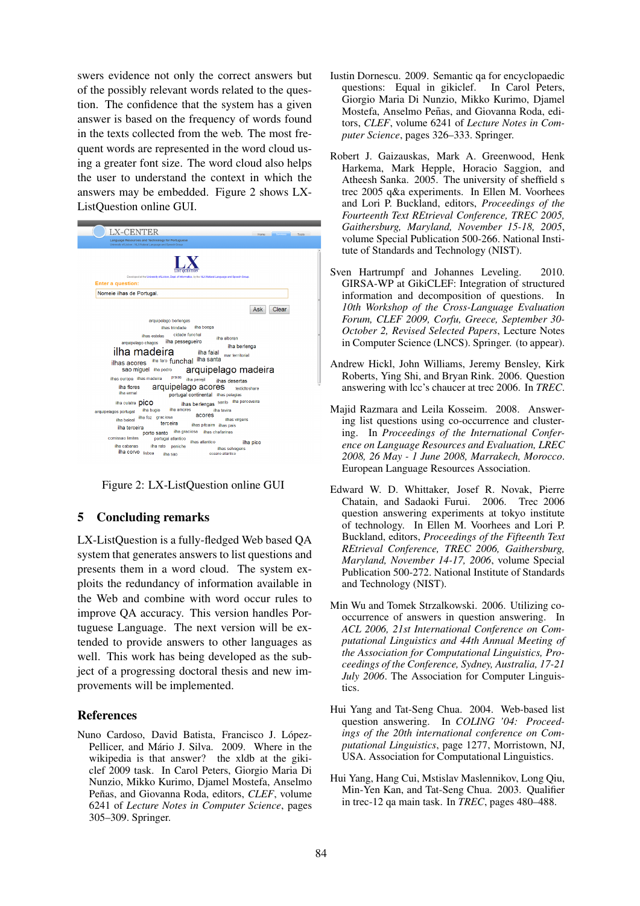swers evidence not only the correct answers but of the possibly relevant words related to the question. The confidence that the system has a given answer is based on the frequency of words found in the texts collected from the web. The most frequent words are represented in the word cloud using a greater font size. The word cloud also helps the user to understand the context in which the answers may be embedded. Figure 2 shows LX-ListQuestion online GUI.

Figure 2: LX-ListQuestion online GUI

## 5 Concluding remarks

LX-ListQuestion is a fully-fledged Web based QA system that generates answers to list questions and presents them in a word cloud. The system exploits the redundancy of information available in the Web and combine with word occur rules to improve QA accuracy. This version handles Portuguese Language. The next version will be extended to provide answers to other languages as well. This work has being developed as the subject of a progressing doctoral thesis and new improvements will be implemented.

## References

Nuno Cardoso, David Batista, Francisco J. López-Pellicer, and Mário J. Silva. 2009. Where in the wikipedia is that answer? the xldb at the giki-clef 2009 task. In Carol Peters, Giorgio Maria Di Nunzio, Mikko Kurimo, Djamel Mostefa, Anselmo Peñas, and Giovanna Roda, editors, *CLEF*, volume 6241 of *Lecture Notes in Computer Science*, pages 305–309. Springer.

Iustin Dornescu. 2009. Semantic qa for encyclopaedic questions: Equal in gikiclef. In Carol Peters, Giorgio Maria Di Nunzio, Mikko Kurimo, Djamel Mostefa, Anselmo Peñas, and Giovanna Roda, editors, *CLEF*, volume 6241 of *Lecture Notes in Computer Science*, pages 326–333. Springer.

Robert J. Gaizauskas, Mark A. Greenwood, Henk Harkema, Mark Hepple, Horacio Saggion, and Atheesh Sanka. 2005. The university of sheffield s trec 2005 q&a experiments. In Ellen M. Voorhees and Lori P. Buckland, editors, *Proceedings of the Fourteenth Text REtrieval Conference, TREC 2005, Gaithersburg, Maryland, November 15-18, 2005*, volume Special Publication 500-266. National Institute of Standards and Technology (NIST).

Sven Hartrumpf and Johannes Leveling. 2010. GIRSA-WP at GikiCLEF: Integration of structured information and decomposition of questions. In *10th Workshop of the Cross-Language Evaluation Forum, CLEF 2009, Corfu, Greece, September 30-October 2, Revised Selected Papers*, Lecture Notes in Computer Science (LNCS). Springer. (to appear).

Andrew Hickl, John Williams, Jeremy Bensley, Kirk Roberts, Ying Shi, and Bryan Rink. 2006. Question answering with lcc's chaucer at trec 2006. In *TREC*.

Majid Razmara and Leila Kosseim. 2008. Answering list questions using co-occurrence and clustering. In *Proceedings of the International Conference on Language Resources and Evaluation, LREC 2008, 26 May - 1 June 2008, Marrakech, Morocco*. European Language Resources Association.

Edward W. D. Whittaker, Josef R. Novak, Pierre Chatain, and Sadaoki Furui. 2006. Trec 2006 question answering experiments at tokyo institute of technology. In Ellen M. Voorhees and Lori P. Buckland, editors, *Proceedings of the Fifteenth Text REtrieval Conference, TREC 2006, Gaithersburg, Maryland, November 14-17, 2006*, volume Special Publication 500-272. National Institute of Standards and Technology (NIST).

Min Wu and Tomek Strzalkowski. 2006. Utilizing co-occurrence of answers in question answering. In *ACL 2006, 21st International Conference on Computational Linguistics and 44th Annual Meeting of the Association for Computational Linguistics, Proceedings of the Conference, Sydney, Australia, 17-21 July 2006*. The Association for Computer Linguistics.

Hui Yang and Tat-Seng Chua. 2004. Web-based list question answering. In *COLING '04: Proceedings of the 20th international conference on Computational Linguistics*, page 1277, Morristown, NJ, USA. Association for Computational Linguistics.

Hui Yang, Hang Cui, Mstislav Maslennikov, Long Qiu, Min-Yen Kan, and Tat-Seng Chua. 2003. Qualifier in trec-12 qa main task. In *TREC*, pages 480–488.